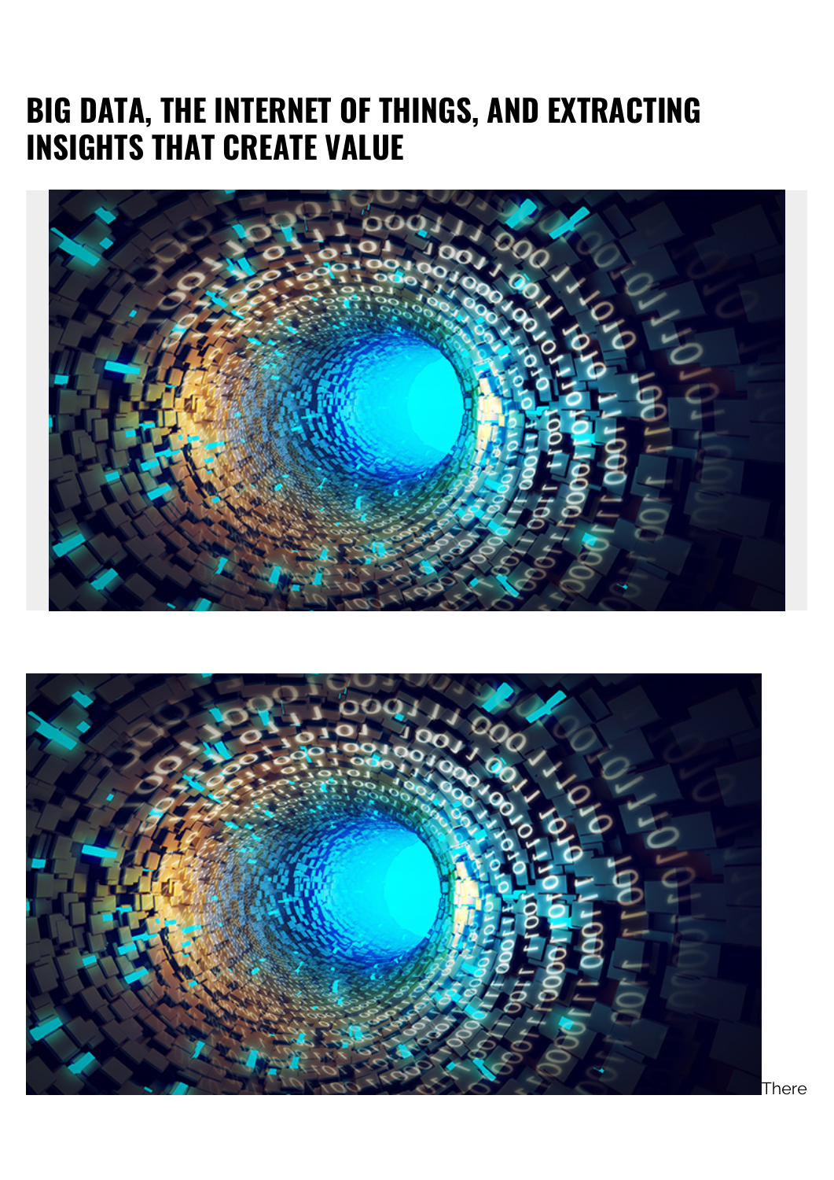# BIG DATA, THE INTERNET OF THINGS, AND EXTRACTING INSIGHTS THAT CREATE VALUE

There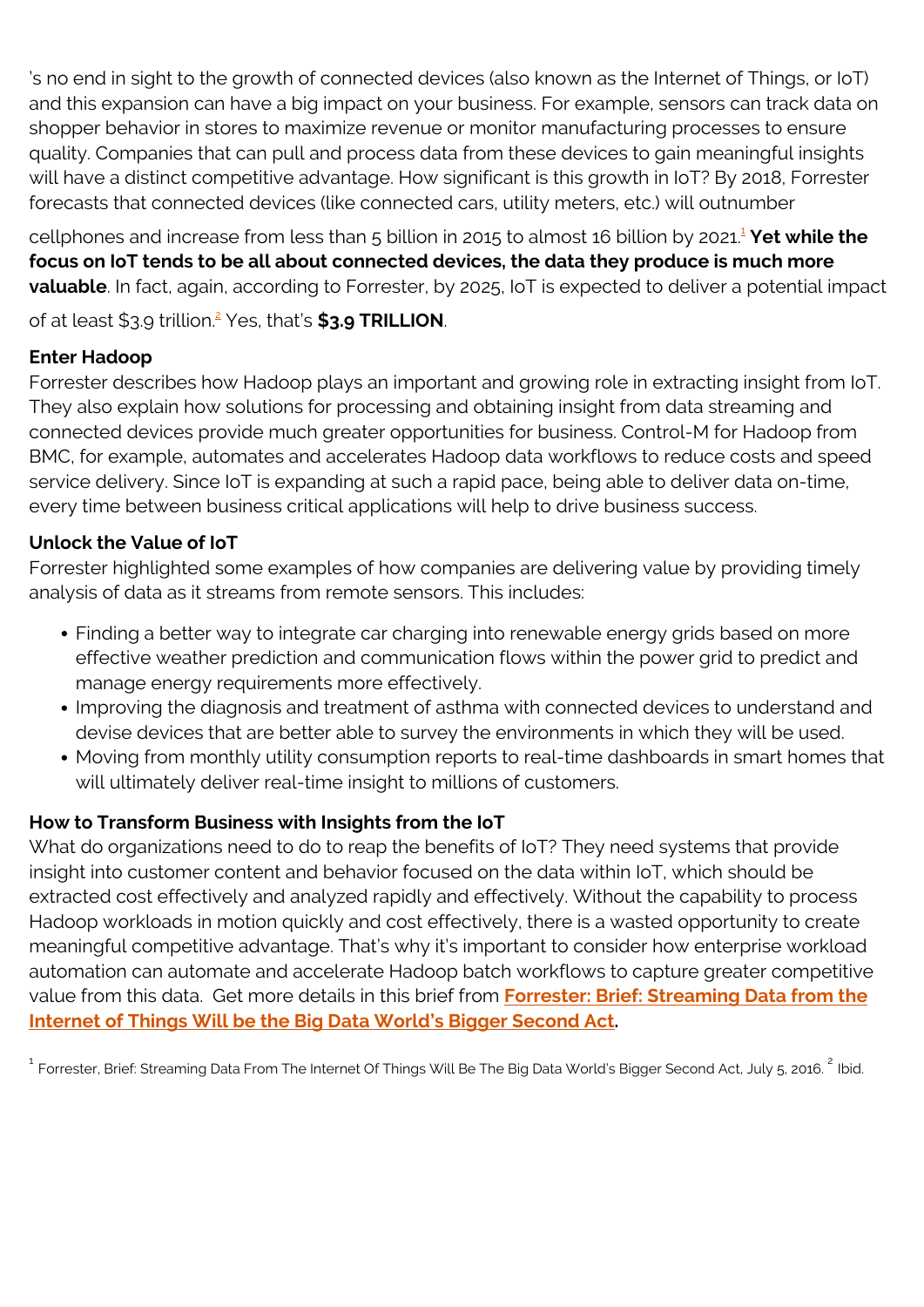's no end in sight to the growth of connected devices (also known as the Internet of Things, or IoT) and this expansion can have a big impact on your business. For example, sensors can track data on shopper behavior in stores to maximize revenue or monitor manufacturing processes to ensure quality. Companies that can pull and process data from these devices to gain meaningful insights will have a distinct competitive advantage. How significant is this growth in IoT? By 2018, Forrester forecasts that connected devices (like connected cars, utility meters, etc.) will outnumber cellphones and increase from less than 5 billion in 2015 to almost 16 billion by 2021.[1] **Yet while the focus on IoT tends to be all about connected devices, the data they produce is much more valuable**. In fact, again, according to Forrester, by 2025, IoT is expected to deliver a potential impact of at least $3.9 trillion.[2] Yes, that's **$3.9 TRILLION**.

**Enter Hadoop**

Forrester describes how Hadoop plays an important and growing role in extracting insight from IoT. They also explain how solutions for processing and obtaining insight from data streaming and connected devices provide much greater opportunities for business. Control-M for Hadoop from BMC, for example, automates and accelerates Hadoop data workflows to reduce costs and speed service delivery. Since IoT is expanding at such a rapid pace, being able to deliver data on-time, every time between business critical applications will help to drive business success.

**Unlock the Value of IoT**

Forrester highlighted some examples of how companies are delivering value by providing timely analysis of data as it streams from remote sensors. This includes:

- Finding a better way to integrate car charging into renewable energy grids based on more effective weather prediction and communication flows within the power grid to predict and manage energy requirements more effectively.
- Improving the diagnosis and treatment of asthma with connected devices to understand and devise devices that are better able to survey the environments in which they will be used.
- Moving from monthly utility consumption reports to real-time dashboards in smart homes that will ultimately deliver real-time insight to millions of customers.

**How to Transform Business with Insights from the IoT**

What do organizations need to do to reap the benefits of IoT? They need systems that provide insight into customer content and behavior focused on the data within IoT, which should be extracted cost effectively and analyzed rapidly and effectively. Without the capability to process Hadoop workloads in motion quickly and cost effectively, there is a wasted opportunity to create meaningful competitive advantage. That's why it's important to consider how enterprise workload automation can automate and accelerate Hadoop batch workflows to capture greater competitive value from this data. Get more details in this brief from **Forrester: Brief: Streaming Data from the Internet of Things Will be the Big Data World's Bigger Second Act.**

[1] Forrester, Brief: Streaming Data From The Internet Of Things Will Be The Big Data World's Bigger Second Act, July 5, 2016. [2] Ibid.